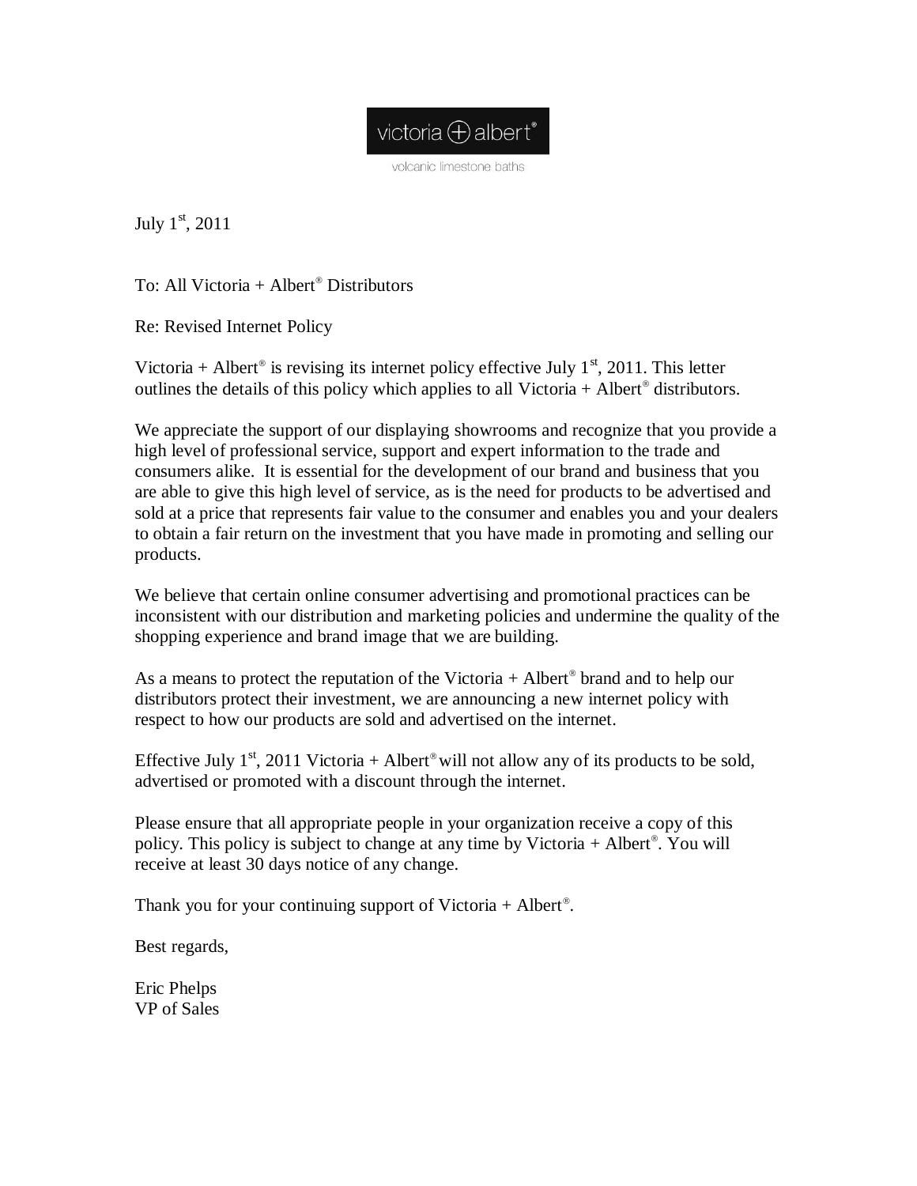victoria + albert®

volcanic limestone baths

July 1st, 2011

To: All Victoria + Albert® Distributors

Re: Revised Internet Policy

Victoria + Albert® is revising its internet policy effective July 1st, 2011. This letter outlines the details of this policy which applies to all Victoria + Albert® distributors.

We appreciate the support of our displaying showrooms and recognize that you provide a high level of professional service, support and expert information to the trade and consumers alike. It is essential for the development of our brand and business that you are able to give this high level of service, as is the need for products to be advertised and sold at a price that represents fair value to the consumer and enables you and your dealers to obtain a fair return on the investment that you have made in promoting and selling our products.

We believe that certain online consumer advertising and promotional practices can be inconsistent with our distribution and marketing policies and undermine the quality of the shopping experience and brand image that we are building.

As a means to protect the reputation of the Victoria + Albert® brand and to help our distributors protect their investment, we are announcing a new internet policy with respect to how our products are sold and advertised on the internet.

Effective July 1st, 2011 Victoria + Albert® will not allow any of its products to be sold, advertised or promoted with a discount through the internet.

Please ensure that all appropriate people in your organization receive a copy of this policy. This policy is subject to change at any time by Victoria + Albert®. You will receive at least 30 days notice of any change.

Thank you for your continuing support of Victoria + Albert®.

Best regards,

Eric Phelps
VP of Sales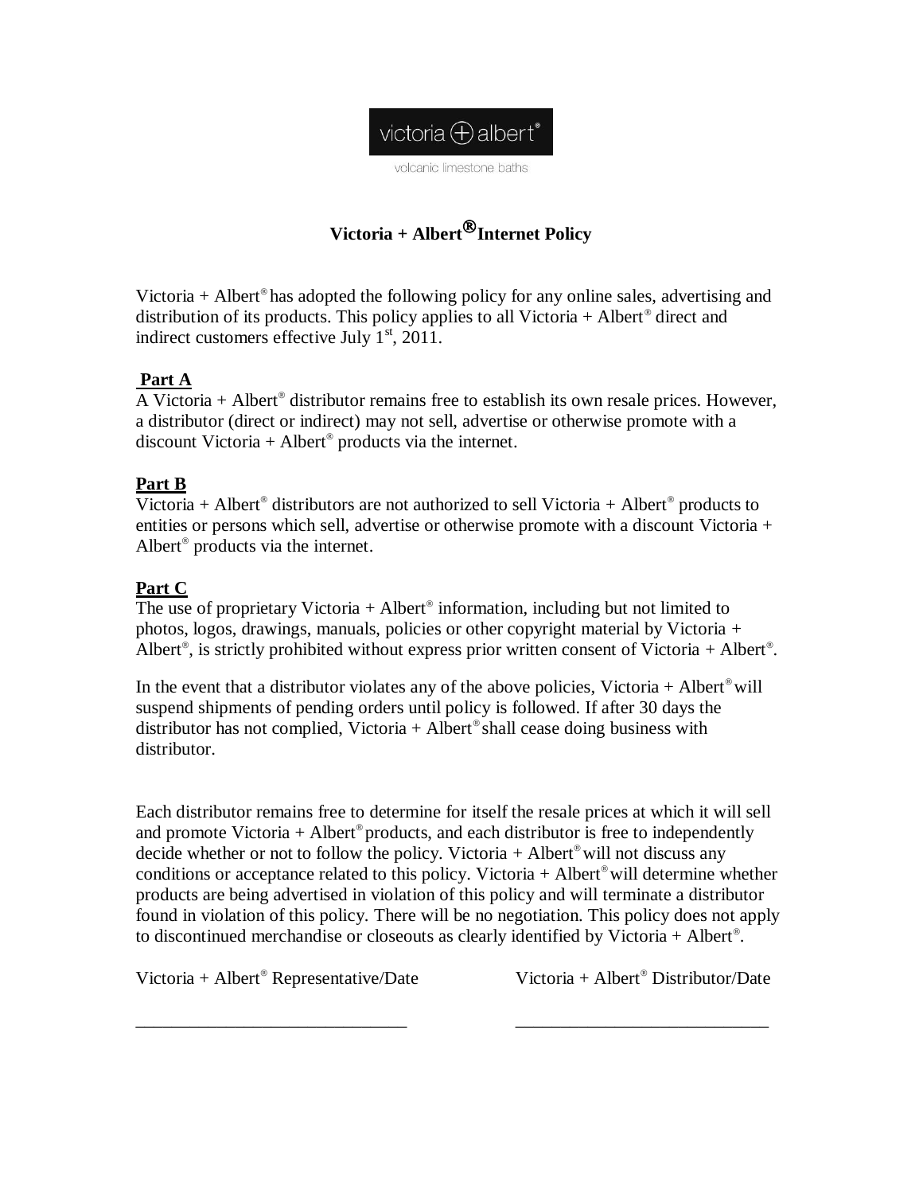victoria ⊕ albert®

volcanic limestone baths

# Victoria + Albert® Internet Policy

Victoria + Albert® has adopted the following policy for any online sales, advertising and distribution of its products. This policy applies to all Victoria + Albert® direct and indirect customers effective July 1st, 2011.

**Part A**

A Victoria + Albert® distributor remains free to establish its own resale prices. However, a distributor (direct or indirect) may not sell, advertise or otherwise promote with a discount Victoria + Albert® products via the internet.

**Part B**

Victoria + Albert® distributors are not authorized to sell Victoria + Albert® products to entities or persons which sell, advertise or otherwise promote with a discount Victoria + Albert® products via the internet.

**Part C**

The use of proprietary Victoria + Albert® information, including but not limited to photos, logos, drawings, manuals, policies or other copyright material by Victoria + Albert®, is strictly prohibited without express prior written consent of Victoria + Albert®.

In the event that a distributor violates any of the above policies, Victoria + Albert® will suspend shipments of pending orders until policy is followed. If after 30 days the distributor has not complied, Victoria + Albert® shall cease doing business with distributor.

Each distributor remains free to determine for itself the resale prices at which it will sell and promote Victoria + Albert® products, and each distributor is free to independently decide whether or not to follow the policy. Victoria + Albert® will not discuss any conditions or acceptance related to this policy. Victoria + Albert® will determine whether products are being advertised in violation of this policy and will terminate a distributor found in violation of this policy. There will be no negotiation. This policy does not apply to discontinued merchandise or closeouts as clearly identified by Victoria + Albert®.

Victoria + Albert® Representative/Date

______________________________

Victoria + Albert® Distributor/Date

______________________________